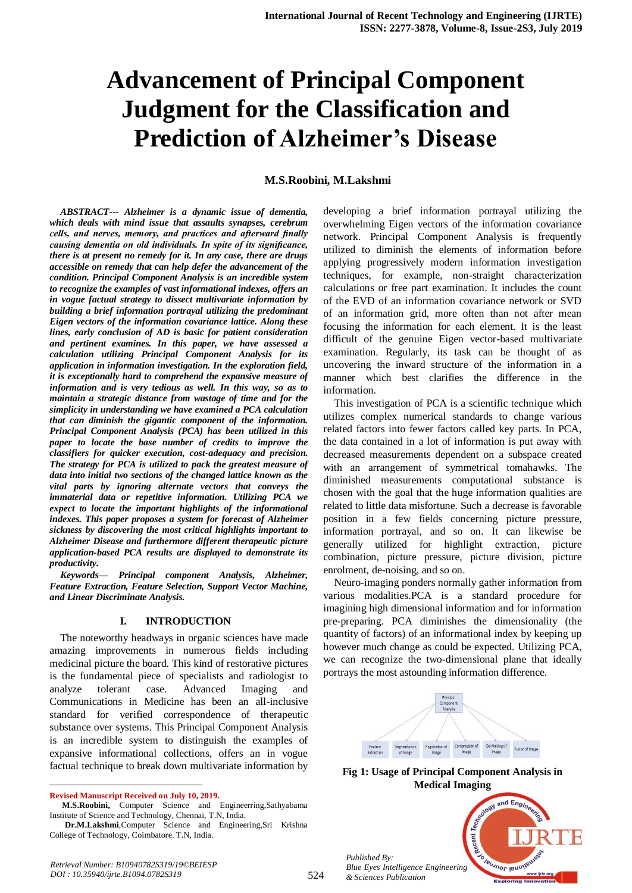# Advancement of Principal Component Judgment for the Classification and Prediction of Alzheimer's Disease

**M.S.Roobini, M.Lakshmi**

***ABSTRACT--- Alzheimer is a dynamic issue of dementia, which deals with mind issue that assaults synapses, cerebrum cells, and nerves, memory, and practices and afterward finally causing dementia on old individuals. In spite of its significance, there is at present no remedy for it. In any case, there are drugs accessible on remedy that can help defer the advancement of the condition. Principal Component Analysis is an incredible system to recognize the examples of vast informational indexes, offers an in vogue factual strategy to dissect multivariate information by building a brief information portrayal utilizing the predominant Eigen vectors of the information covariance lattice. Along these lines, early conclusion of AD is basic for patient consideration and pertinent examines. In this paper, we have assessed a calculation utilizing Principal Component Analysis for its application in information investigation. In the exploration field, it is exceptionally hard to comprehend the expansive measure of information and is very tedious as well. In this way, so as to maintain a strategic distance from wastage of time and for the simplicity in understanding we have examined a PCA calculation that can diminish the gigantic component of the information. Principal Component Analysis (PCA) has been utilized in this paper to locate the base number of credits to improve the classifiers for quicker execution, cost-adequacy and precision. The strategy for PCA is utilized to pack the greatest measure of data into initial two sections of the changed lattice known as the vital parts by ignoring alternate vectors that conveys the immaterial data or repetitive information. Utilizing PCA we expect to locate the important highlights of the informational indexes. This paper proposes a system for forecast of Alzheimer sickness by discovering the most critical highlights important to Alzheimer Disease and furthermore different therapeutic picture application-based PCA results are displayed to demonstrate its productivity.***

***Keywords— Principal component Analysis, Alzheimer, Feature Extraction, Feature Selection, Support Vector Machine, and Linear Discriminate Analysis.***

## I. INTRODUCTION

The noteworthy headways in organic sciences have made amazing improvements in numerous fields including medicinal picture the board. This kind of restorative pictures is the fundamental piece of specialists and radiologist to analyze tolerant case. Advanced Imaging and Communications in Medicine has been an all-inclusive standard for verified correspondence of therapeutic substance over systems. This Principal Component Analysis is an incredible system to distinguish the examples of expansive informational collections, offers an in vogue factual technique to break down multivariate information by developing a brief information portrayal utilizing the overwhelming Eigen vectors of the information covariance network. Principal Component Analysis is frequently utilized to diminish the elements of information before applying progressively modern information investigation techniques, for example, non-straight characterization calculations or free part examination. It includes the count of the EVD of an information covariance network or SVD of an information grid, more often than not after mean focusing the information for each element. It is the least difficult of the genuine Eigen vector-based multivariate examination. Regularly, its task can be thought of as uncovering the inward structure of the information in a manner which best clarifies the difference in the information.

This investigation of PCA is a scientific technique which utilizes complex numerical standards to change various related factors into fewer factors called key parts. In PCA, the data contained in a lot of information is put away with decreased measurements dependent on a subspace created with an arrangement of symmetrical tomahawks. The diminished measurements computational substance is chosen with the goal that the huge information qualities are related to little data misfortune. Such a decrease is favorable position in a few fields concerning picture pressure, information portrayal, and so on. It can likewise be generally utilized for highlight extraction, picture combination, picture pressure, picture division, picture enrolment, de-noising, and so on.

Neuro-imaging ponders normally gather information from various modalities.PCA is a standard procedure for imagining high dimensional information and for information pre-preparing. PCA diminishes the dimensionality (the quantity of factors) of an informational index by keeping up however much change as could be expected. Utilizing PCA, we can recognize the two-dimensional plane that ideally portrays the most astounding information difference.

Principal Component Analysis

Feature Extraction | Segmentation of Image | Registration of Image | Compression of Image | De-Noising of Image | Fusion of Image

**Fig 1: Usage of Principal Component Analysis in Medical Imaging**

**Revised Manuscript Received on July 10, 2019.**

**M.S.Roobini,** Computer Science and Engineerring,Sathyabama Institute of Science and Technology, Chennai, T.N, India.

**Dr.M.Lakshmi**,Computer Science and Engineering,Sri Krishna College of Technology, Coimbatore. T.N, India.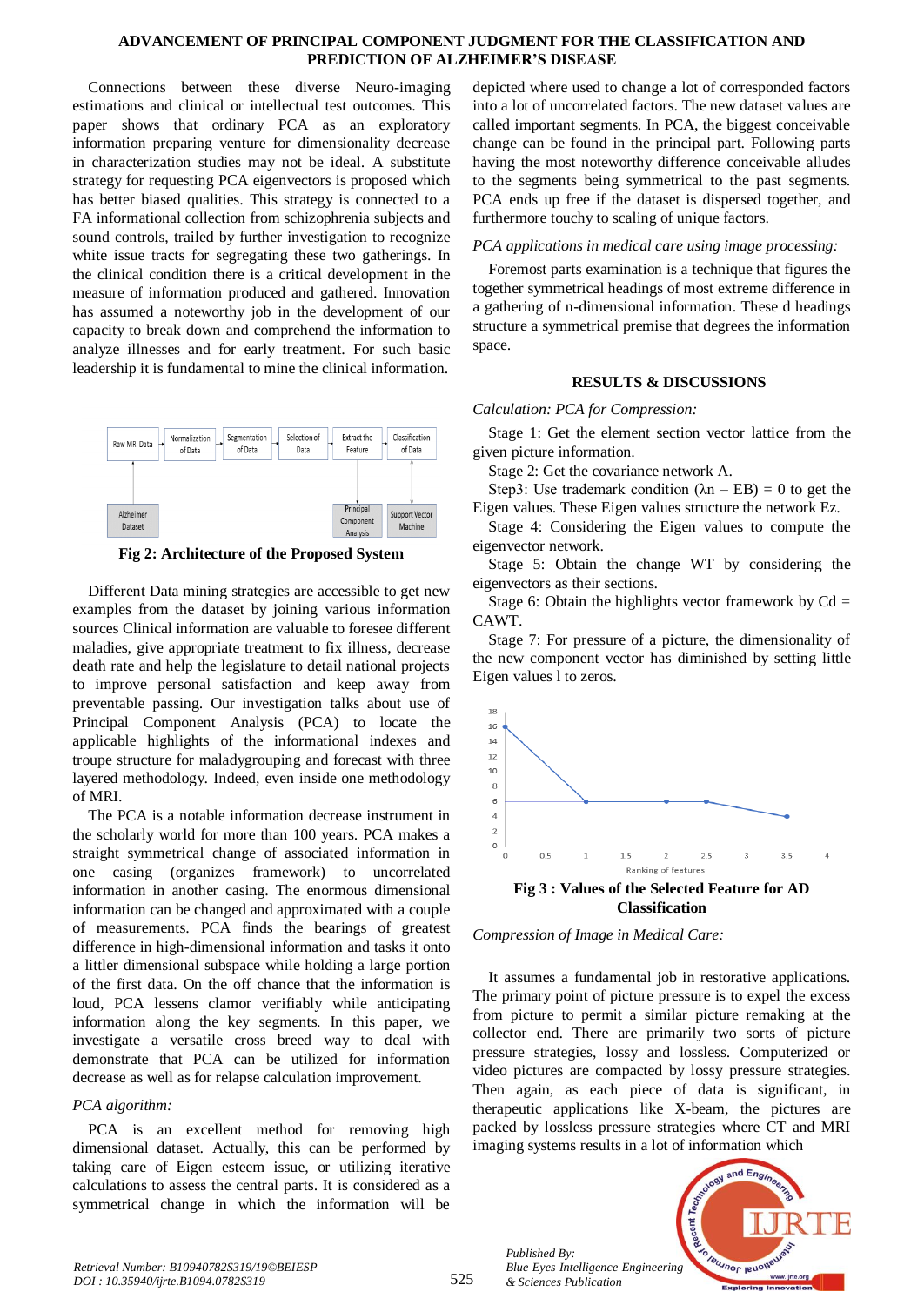Connections between these diverse Neuro-imaging estimations and clinical or intellectual test outcomes. This paper shows that ordinary PCA as an exploratory information preparing venture for dimensionality decrease in characterization studies may not be ideal. A substitute strategy for requesting PCA eigenvectors is proposed which has better biased qualities. This strategy is connected to a FA informational collection from schizophrenia subjects and sound controls, trailed by further investigation to recognize white issue tracts for segregating these two gatherings. In the clinical condition there is a critical development in the measure of information produced and gathered. Innovation has assumed a noteworthy job in the development of our capacity to break down and comprehend the information to analyze illnesses and for early treatment. For such basic leadership it is fundamental to mine the clinical information.

Raw MRI Data → Normalization of Data → Segmentation of Data → Selection of Data → Extract the Feature → Classification of Data

Alzheimer Dataset; Principal Component Analysis; Support Vector Machine

**Fig 2: Architecture of the Proposed System**

Different Data mining strategies are accessible to get new examples from the dataset by joining various information sources Clinical information are valuable to foresee different maladies, give appropriate treatment to fix illness, decrease death rate and help the legislature to detail national projects to improve personal satisfaction and keep away from preventable passing. Our investigation talks about use of Principal Component Analysis (PCA) to locate the applicable highlights of the informational indexes and troupe structure for maladygrouping and forecast with three layered methodology. Indeed, even inside one methodology of MRI.

The PCA is a notable information decrease instrument in the scholarly world for more than 100 years. PCA makes a straight symmetrical change of associated information in one casing (organizes framework) to uncorrelated information in another casing. The enormous dimensional information can be changed and approximated with a couple of measurements. PCA finds the bearings of greatest difference in high-dimensional information and tasks it onto a littler dimensional subspace while holding a large portion of the first data. On the off chance that the information is loud, PCA lessens clamor verifiably while anticipating information along the key segments. In this paper, we investigate a versatile cross breed way to deal with demonstrate that PCA can be utilized for information decrease as well as for relapse calculation improvement.

*PCA algorithm:*

PCA is an excellent method for removing high dimensional dataset. Actually, this can be performed by taking care of Eigen esteem issue, or utilizing iterative calculations to assess the central parts. It is considered as a symmetrical change in which the information will be depicted where used to change a lot of corresponded factors into a lot of uncorrelated factors. The new dataset values are called important segments. In PCA, the biggest conceivable change can be found in the principal part. Following parts having the most noteworthy difference conceivable alludes to the segments being symmetrical to the past segments. PCA ends up free if the dataset is dispersed together, and furthermore touchy to scaling of unique factors.

*PCA applications in medical care using image processing:*

Foremost parts examination is a technique that figures the together symmetrical headings of most extreme difference in a gathering of n-dimensional information. These d headings structure a symmetrical premise that degrees the information space.

## RESULTS & DISCUSSIONS

*Calculation: PCA for Compression:*

Stage 1: Get the element section vector lattice from the given picture information.

Stage 2: Get the covariance network A.

Step3: Use trademark condition ($\lambda n - EB$) = 0 to get the Eigen values. These Eigen values structure the network Ez.

Stage 4: Considering the Eigen values to compute the eigenvector network.

Stage 5: Obtain the change WT by considering the eigenvectors as their sections.

Stage 6: Obtain the highlights vector framework by Cd = CAWT.

Stage 7: For pressure of a picture, the dimensionality of the new component vector has diminished by setting little Eigen values l to zeros.

**Fig 3 : Values of the Selected Feature for AD Classification**

*Compression of Image in Medical Care:*

It assumes a fundamental job in restorative applications. The primary point of picture pressure is to expel the excess from picture to permit a similar picture remaking at the collector end. There are primarily two sorts of picture pressure strategies, lossy and lossless. Computerized or video pictures are compacted by lossy pressure strategies. Then again, as each piece of data is significant, in therapeutic applications like X-beam, the pictures are packed by lossless pressure strategies where CT and MRI imaging systems results in a lot of information which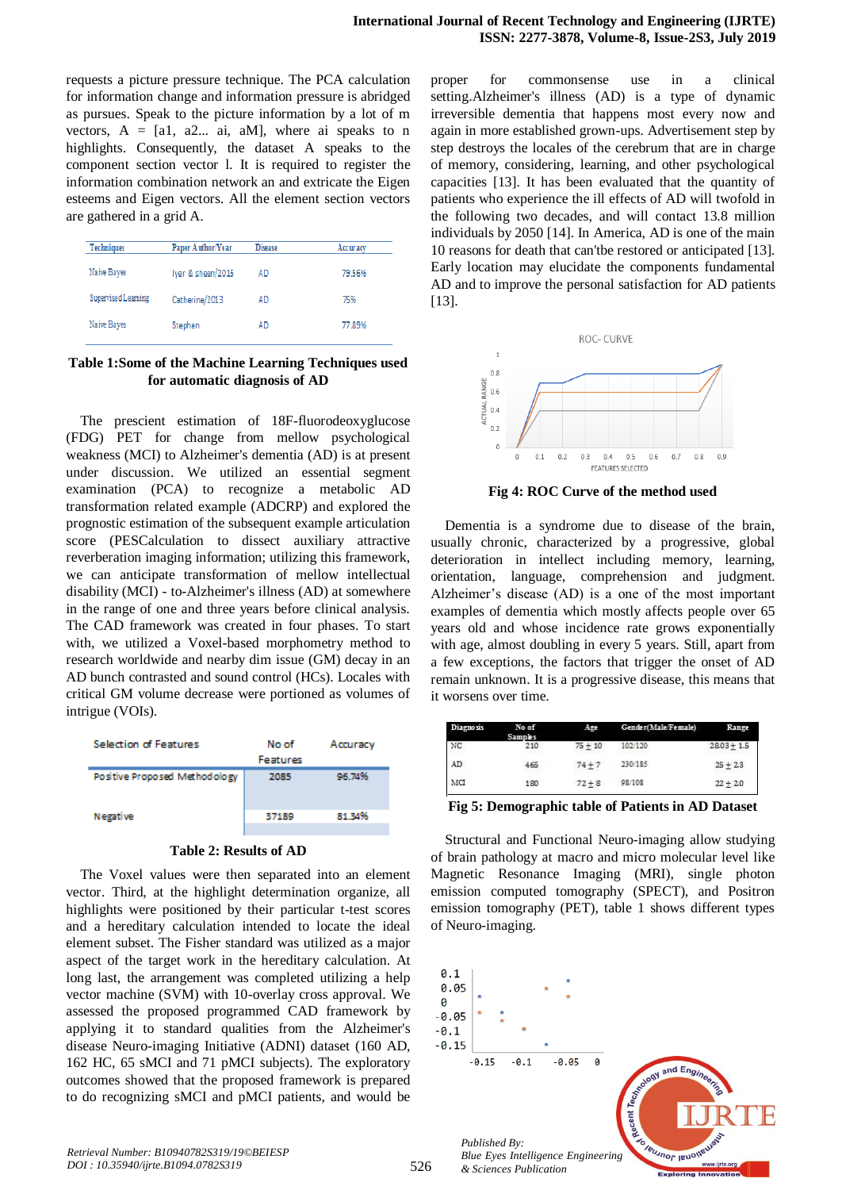requests a picture pressure technique. The PCA calculation for information change and information pressure is abridged as pursues. Speak to the picture information by a lot of m vectors, A = [a1, a2... ai, aM], where ai speaks to n highlights. Consequently, the dataset A speaks to the component section vector l. It is required to register the information combination network an and extricate the Eigen esteems and Eigen vectors. All the element section vectors are gathered in a grid A.

| Techniques | Paper Author/Year | Disease | Accuracy |
|---|---|---|---|
| Naive Bayes | Iyer & sheen/2015 | AD | 79.56% |
| Supervised Learning | Catherine/2013 | AD | 75% |
| Naive Bayes | Stephen | AD | 77.85% |

**Table 1:Some of the Machine Learning Techniques used for automatic diagnosis of AD**

The prescient estimation of 18F-fluorodeoxyglucose (FDG) PET for change from mellow psychological weakness (MCI) to Alzheimer's dementia (AD) is at present under discussion. We utilized an essential segment examination (PCA) to recognize a metabolic AD transformation related example (ADCRP) and explored the prognostic estimation of the subsequent example articulation score (PESCalculation to dissect auxiliary attractive reverberation imaging information; utilizing this framework, we can anticipate transformation of mellow intellectual disability (MCI) - to-Alzheimer's illness (AD) at somewhere in the range of one and three years before clinical analysis. The CAD framework was created in four phases. To start with, we utilized a Voxel-based morphometry method to research worldwide and nearby dim issue (GM) decay in an AD bunch contrasted and sound control (HCs). Locales with critical GM volume decrease were portioned as volumes of intrigue (VOIs).

| Selection of Features | No of Features | Accuracy |
|---|---|---|
| Positive Proposed Methodology | 2085 | 96.74% |
| Negative | 37189 | 81.34% |

**Table 2: Results of AD**

The Voxel values were then separated into an element vector. Third, at the highlight determination organize, all highlights were positioned by their particular t-test scores and a hereditary calculation intended to locate the ideal element subset. The Fisher standard was utilized as a major aspect of the target work in the hereditary calculation. At long last, the arrangement was completed utilizing a help vector machine (SVM) with 10-overlay cross approval. We assessed the proposed programmed CAD framework by applying it to standard qualities from the Alzheimer's disease Neuro-imaging Initiative (ADNI) dataset (160 AD, 162 HC, 65 sMCI and 71 pMCI subjects). The exploratory outcomes showed that the proposed framework is prepared to do recognizing sMCI and pMCI patients, and would be proper for commonsense use in a clinical setting.Alzheimer's illness (AD) is a type of dynamic irreversible dementia that happens most every now and again in more established grown-ups. Advertisement step by step destroys the locales of the cerebrum that are in charge of memory, considering, learning, and other psychological capacities [13]. It has been evaluated that the quantity of patients who experience the ill effects of AD will twofold in the following two decades, and will contact 13.8 million individuals by 2050 [14]. In America, AD is one of the main 10 reasons for death that can'tbe restored or anticipated [13]. Early location may elucidate the components fundamental AD and to improve the personal satisfaction for AD patients [13].

**Fig 4: ROC Curve of the method used**

Dementia is a syndrome due to disease of the brain, usually chronic, characterized by a progressive, global deterioration in intellect including memory, learning, orientation, language, comprehension and judgment. Alzheimer's disease (AD) is a one of the most important examples of dementia which mostly affects people over 65 years old and whose incidence rate grows exponentially with age, almost doubling in every 5 years. Still, apart from a few exceptions, the factors that trigger the onset of AD remain unknown. It is a progressive disease, this means that it worsens over time.

| Diagnosis | No of Samples | Age | Gender(Male/Female) | Range |
|---|---|---|---|---|
| NC | 210 | $75 \pm 10$ | 102/120 | $28.03 \pm 1.5$ |
| AD | 465 | $74 \pm 7$ | 230/185 | $25 \pm 2.3$ |
| MCI | 180 | $72 \pm 8$ | 98/108 | $22 \pm 2.0$ |

**Fig 5: Demographic table of Patients in AD Dataset**

Structural and Functional Neuro-imaging allow studying of brain pathology at macro and micro molecular level like Magnetic Resonance Imaging (MRI), single photon emission computed tomography (SPECT), and Positron emission tomography (PET), table 1 shows different types of Neuro-imaging.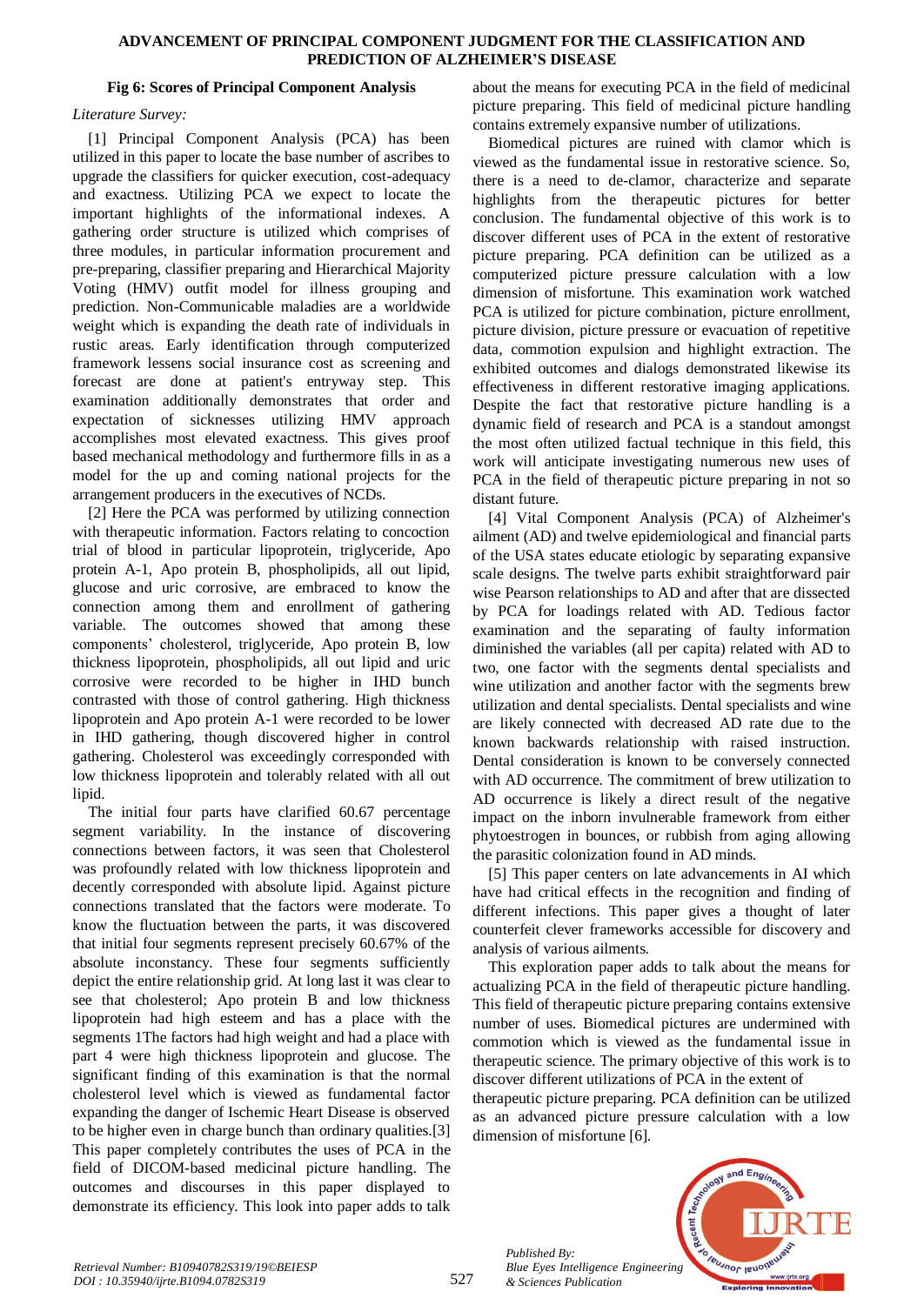**Fig 6: Scores of Principal Component Analysis**

*Literature Survey:*

[1] Principal Component Analysis (PCA) has been utilized in this paper to locate the base number of ascribes to upgrade the classifiers for quicker execution, cost-adequacy and exactness. Utilizing PCA we expect to locate the important highlights of the informational indexes. A gathering order structure is utilized which comprises of three modules, in particular information procurement and pre-preparing, classifier preparing and Hierarchical Majority Voting (HMV) outfit model for illness grouping and prediction. Non-Communicable maladies are a worldwide weight which is expanding the death rate of individuals in rustic areas. Early identification through computerized framework lessens social insurance cost as screening and forecast are done at patient's entryway step. This examination additionally demonstrates that order and expectation of sicknesses utilizing HMV approach accomplishes most elevated exactness. This gives proof based mechanical methodology and furthermore fills in as a model for the up and coming national projects for the arrangement producers in the executives of NCDs.

[2] Here the PCA was performed by utilizing connection with therapeutic information. Factors relating to concoction trial of blood in particular lipoprotein, triglyceride, Apo protein A-1, Apo protein B, phospholipids, all out lipid, glucose and uric corrosive, are embraced to know the connection among them and enrollment of gathering variable. The outcomes showed that among these components' cholesterol, triglyceride, Apo protein B, low thickness lipoprotein, phospholipids, all out lipid and uric corrosive were recorded to be higher in IHD bunch contrasted with those of control gathering. High thickness lipoprotein and Apo protein A-1 were recorded to be lower in IHD gathering, though discovered higher in control gathering. Cholesterol was exceedingly corresponded with low thickness lipoprotein and tolerably related with all out lipid.

The initial four parts have clarified 60.67 percentage segment variability. In the instance of discovering connections between factors, it was seen that Cholesterol was profoundly related with low thickness lipoprotein and decently corresponded with absolute lipid. Against picture connections translated that the factors were moderate. To know the fluctuation between the parts, it was discovered that initial four segments represent precisely 60.67% of the absolute inconstancy. These four segments sufficiently depict the entire relationship grid. At long last it was clear to see that cholesterol; Apo protein B and low thickness lipoprotein had high esteem and has a place with the segments 1The factors had high weight and had a place with part 4 were high thickness lipoprotein and glucose. The significant finding of this examination is that the normal cholesterol level which is viewed as fundamental factor expanding the danger of Ischemic Heart Disease is observed to be higher even in charge bunch than ordinary qualities.[3] This paper completely contributes the uses of PCA in the field of DICOM-based medicinal picture handling. The outcomes and discourses in this paper displayed to demonstrate its efficiency. This look into paper adds to talk about the means for executing PCA in the field of medicinal picture preparing. This field of medicinal picture handling contains extremely expansive number of utilizations.

Biomedical pictures are ruined with clamor which is viewed as the fundamental issue in restorative science. So, there is a need to de-clamor, characterize and separate highlights from the therapeutic pictures for better conclusion. The fundamental objective of this work is to discover different uses of PCA in the extent of restorative picture preparing. PCA definition can be utilized as a computerized picture pressure calculation with a low dimension of misfortune. This examination work watched PCA is utilized for picture combination, picture enrollment, picture division, picture pressure or evacuation of repetitive data, commotion expulsion and highlight extraction. The exhibited outcomes and dialogs demonstrated likewise its effectiveness in different restorative imaging applications. Despite the fact that restorative picture handling is a dynamic field of research and PCA is a standout amongst the most often utilized factual technique in this field, this work will anticipate investigating numerous new uses of PCA in the field of therapeutic picture preparing in not so distant future.

[4] Vital Component Analysis (PCA) of Alzheimer's ailment (AD) and twelve epidemiological and financial parts of the USA states educate etiologic by separating expansive scale designs. The twelve parts exhibit straightforward pair wise Pearson relationships to AD and after that are dissected by PCA for loadings related with AD. Tedious factor examination and the separating of faulty information diminished the variables (all per capita) related with AD to two, one factor with the segments dental specialists and wine utilization and another factor with the segments brew utilization and dental specialists. Dental specialists and wine are likely connected with decreased AD rate due to the known backwards relationship with raised instruction. Dental consideration is known to be conversely connected with AD occurrence. The commitment of brew utilization to AD occurrence is likely a direct result of the negative impact on the inborn invulnerable framework from either phytoestrogen in bounces, or rubbish from aging allowing the parasitic colonization found in AD minds.

[5] This paper centers on late advancements in AI which have had critical effects in the recognition and finding of different infections. This paper gives a thought of later counterfeit clever frameworks accessible for discovery and analysis of various ailments.

This exploration paper adds to talk about the means for actualizing PCA in the field of therapeutic picture handling. This field of therapeutic picture preparing contains extensive number of uses. Biomedical pictures are undermined with commotion which is viewed as the fundamental issue in therapeutic science. The primary objective of this work is to discover different utilizations of PCA in the extent of therapeutic picture preparing. PCA definition can be utilized as an advanced picture pressure calculation with a low dimension of misfortune [6].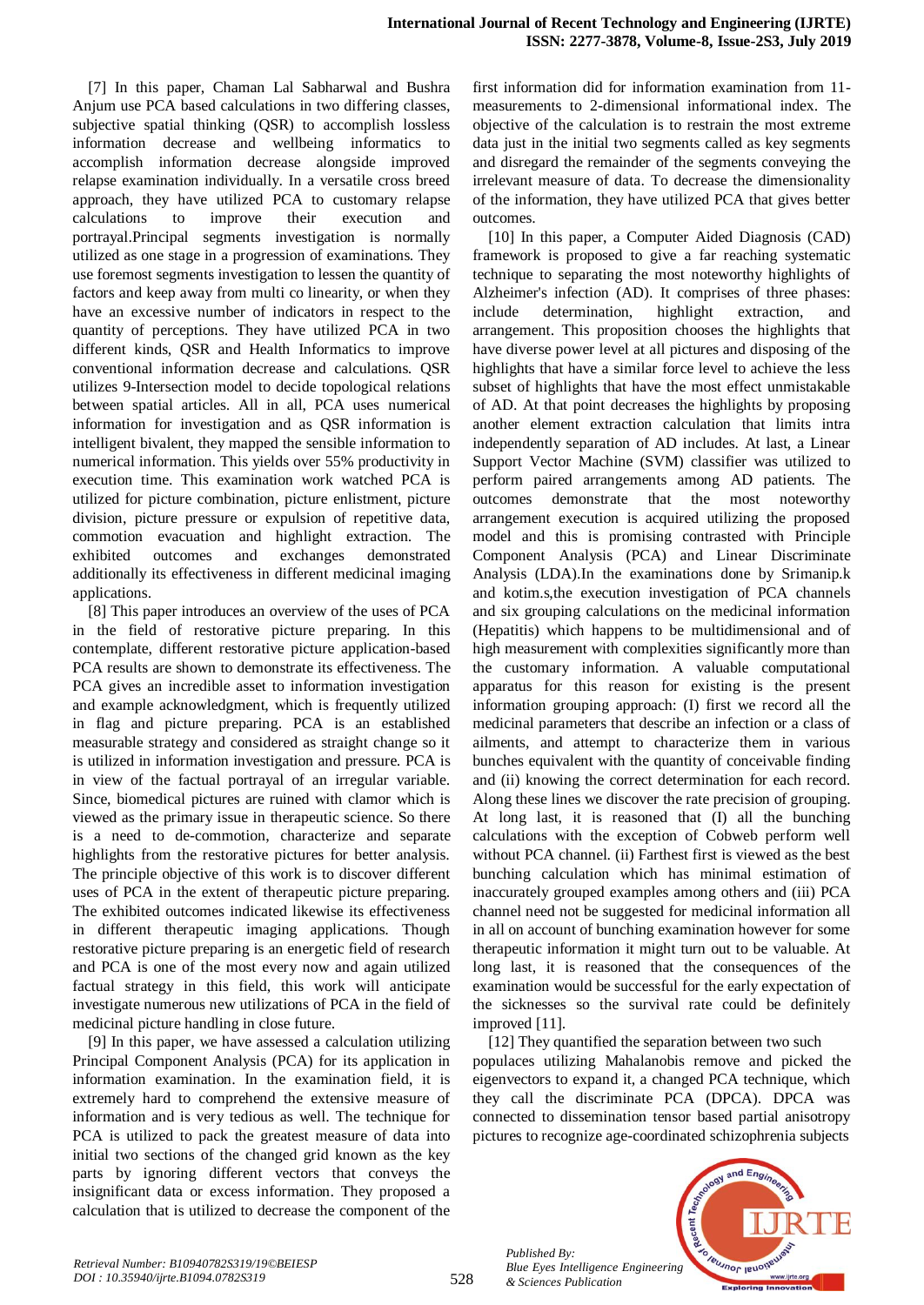[7] In this paper, Chaman Lal Sabharwal and Bushra Anjum use PCA based calculations in two differing classes, subjective spatial thinking (QSR) to accomplish lossless information decrease and wellbeing informatics to accomplish information decrease alongside improved relapse examination individually. In a versatile cross breed approach, they have utilized PCA to customary relapse calculations to improve their execution and portrayal.Principal segments investigation is normally utilized as one stage in a progression of examinations. They use foremost segments investigation to lessen the quantity of factors and keep away from multi co linearity, or when they have an excessive number of indicators in respect to the quantity of perceptions. They have utilized PCA in two different kinds, QSR and Health Informatics to improve conventional information decrease and calculations. QSR utilizes 9-Intersection model to decide topological relations between spatial articles. All in all, PCA uses numerical information for investigation and as QSR information is intelligent bivalent, they mapped the sensible information to numerical information. This yields over 55% productivity in execution time. This examination work watched PCA is utilized for picture combination, picture enlistment, picture division, picture pressure or expulsion of repetitive data, commotion evacuation and highlight extraction. The exhibited outcomes and exchanges demonstrated additionally its effectiveness in different medicinal imaging applications.

[8] This paper introduces an overview of the uses of PCA in the field of restorative picture preparing. In this contemplate, different restorative picture application-based PCA results are shown to demonstrate its effectiveness. The PCA gives an incredible asset to information investigation and example acknowledgment, which is frequently utilized in flag and picture preparing. PCA is an established measurable strategy and considered as straight change so it is utilized in information investigation and pressure. PCA is in view of the factual portrayal of an irregular variable. Since, biomedical pictures are ruined with clamor which is viewed as the primary issue in therapeutic science. So there is a need to de-commotion, characterize and separate highlights from the restorative pictures for better analysis. The principle objective of this work is to discover different uses of PCA in the extent of therapeutic picture preparing. The exhibited outcomes indicated likewise its effectiveness in different therapeutic imaging applications. Though restorative picture preparing is an energetic field of research and PCA is one of the most every now and again utilized factual strategy in this field, this work will anticipate investigate numerous new utilizations of PCA in the field of medicinal picture handling in close future.

[9] In this paper, we have assessed a calculation utilizing Principal Component Analysis (PCA) for its application in information examination. In the examination field, it is extremely hard to comprehend the extensive measure of information and is very tedious as well. The technique for PCA is utilized to pack the greatest measure of data into initial two sections of the changed grid known as the key parts by ignoring different vectors that conveys the insignificant data or excess information. They proposed a calculation that is utilized to decrease the component of the first information did for information examination from 11-measurements to 2-dimensional informational index. The objective of the calculation is to restrain the most extreme data just in the initial two segments called as key segments and disregard the remainder of the segments conveying the irrelevant measure of data. To decrease the dimensionality of the information, they have utilized PCA that gives better outcomes.

[10] In this paper, a Computer Aided Diagnosis (CAD) framework is proposed to give a far reaching systematic technique to separating the most noteworthy highlights of Alzheimer's infection (AD). It comprises of three phases: include determination, highlight extraction, and arrangement. This proposition chooses the highlights that have diverse power level at all pictures and disposing of the highlights that have a similar force level to achieve the less subset of highlights that have the most effect unmistakable of AD. At that point decreases the highlights by proposing another element extraction calculation that limits intra independently separation of AD includes. At last, a Linear Support Vector Machine (SVM) classifier was utilized to perform paired arrangements among AD patients. The outcomes demonstrate that the most noteworthy arrangement execution is acquired utilizing the proposed model and this is promising contrasted with Principle Component Analysis (PCA) and Linear Discriminate Analysis (LDA).In the examinations done by Srimanip.k and kotim.s,the execution investigation of PCA channels and six grouping calculations on the medicinal information (Hepatitis) which happens to be multidimensional and of high measurement with complexities significantly more than the customary information. A valuable computational apparatus for this reason for existing is the present information grouping approach: (I) first we record all the medicinal parameters that describe an infection or a class of ailments, and attempt to characterize them in various bunches equivalent with the quantity of conceivable finding and (ii) knowing the correct determination for each record. Along these lines we discover the rate precision of grouping. At long last, it is reasoned that (I) all the bunching calculations with the exception of Cobweb perform well without PCA channel. (ii) Farthest first is viewed as the best bunching calculation which has minimal estimation of inaccurately grouped examples among others and (iii) PCA channel need not be suggested for medicinal information all in all on account of bunching examination however for some therapeutic information it might turn out to be valuable. At long last, it is reasoned that the consequences of the examination would be successful for the early expectation of the sicknesses so the survival rate could be definitely improved [11].

[12] They quantified the separation between two such populaces utilizing Mahalanobis remove and picked the eigenvectors to expand it, a changed PCA technique, which they call the discriminate PCA (DPCA). DPCA was connected to dissemination tensor based partial anisotropy pictures to recognize age-coordinated schizophrenia subjects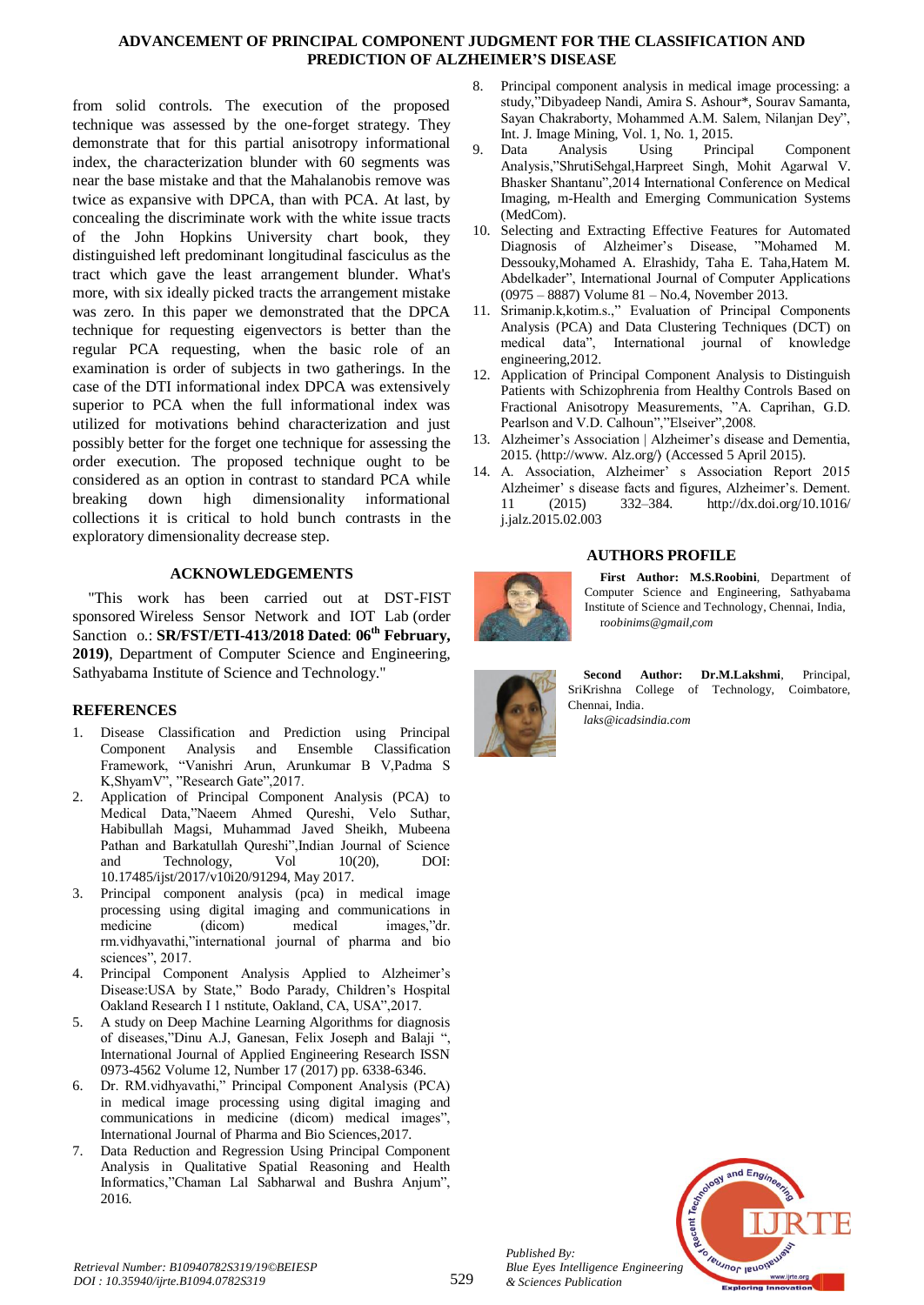from solid controls. The execution of the proposed technique was assessed by the one-forget strategy. They demonstrate that for this partial anisotropy informational index, the characterization blunder with 60 segments was near the base mistake and that the Mahalanobis remove was twice as expansive with DPCA, than with PCA. At last, by concealing the discriminate work with the white issue tracts of the John Hopkins University chart book, they distinguished left predominant longitudinal fasciculus as the tract which gave the least arrangement blunder. What's more, with six ideally picked tracts the arrangement mistake was zero. In this paper we demonstrated that the DPCA technique for requesting eigenvectors is better than the regular PCA requesting, when the basic role of an examination is order of subjects in two gatherings. In the case of the DTI informational index DPCA was extensively superior to PCA when the full informational index was utilized for motivations behind characterization and just possibly better for the forget one technique for assessing the order execution. The proposed technique ought to be considered as an option in contrast to standard PCA while breaking down high dimensionality informational collections it is critical to hold bunch contrasts in the exploratory dimensionality decrease step.

## ACKNOWLEDGEMENTS

"This work has been carried out at DST-FIST sponsored Wireless Sensor Network and IOT Lab (order Sanction o.: **SR/FST/ETI-413/2018 Dated**: **06th February, 2019)**, Department of Computer Science and Engineering, Sathyabama Institute of Science and Technology."

## REFERENCES

1. Disease Classification and Prediction using Principal Component Analysis and Ensemble Classification Framework, "Vanishri Arun, Arunkumar B V,Padma S K,ShyamV", "Research Gate",2017.
2. Application of Principal Component Analysis (PCA) to Medical Data,"Naeem Ahmed Qureshi, Velo Suthar, Habibullah Magsi, Muhammad Javed Sheikh, Mubeena Pathan and Barkatullah Qureshi",Indian Journal of Science and Technology, Vol 10(20), DOI: 10.17485/ijst/2017/v10i20/91294, May 2017.
3. Principal component analysis (pca) in medical image processing using digital imaging and communications in medicine (dicom) medical images,"dr. rm.vidhyavathi,"international journal of pharma and bio sciences", 2017.
4. Principal Component Analysis Applied to Alzheimer's Disease:USA by State," Bodo Parady, Children's Hospital Oakland Research I 1 nstitute, Oakland, CA, USA",2017.
5. A study on Deep Machine Learning Algorithms for diagnosis of diseases,"Dinu A.J, Ganesan, Felix Joseph and Balaji ", International Journal of Applied Engineering Research ISSN 0973-4562 Volume 12, Number 17 (2017) pp. 6338-6346.
6. Dr. RM.vidhyavathi," Principal Component Analysis (PCA) in medical image processing using digital imaging and communications in medicine (dicom) medical images", International Journal of Pharma and Bio Sciences,2017.
7. Data Reduction and Regression Using Principal Component Analysis in Qualitative Spatial Reasoning and Health Informatics,"Chaman Lal Sabharwal and Bushra Anjum", 2016.
8. Principal component analysis in medical image processing: a study,"Dibyadeep Nandi, Amira S. Ashour*, Sourav Samanta, Sayan Chakraborty, Mohammed A.M. Salem, Nilanjan Dey", Int. J. Image Mining, Vol. 1, No. 1, 2015.
9. Data Analysis Using Principal Component Analysis,"ShrutiSehgal,Harpreet Singh, Mohit Agarwal V. Bhasker Shantanu",2014 International Conference on Medical Imaging, m-Health and Emerging Communication Systems (MedCom).
10. Selecting and Extracting Effective Features for Automated Diagnosis of Alzheimer's Disease, "Mohamed M. Dessouky,Mohamed A. Elrashidy, Taha E. Taha,Hatem M. Abdelkader", International Journal of Computer Applications (0975 – 8887) Volume 81 – No.4, November 2013.
11. Srimanip.k,kotim.s.," Evaluation of Principal Components Analysis (PCA) and Data Clustering Techniques (DCT) on medical data", International journal of knowledge engineering,2012.
12. Application of Principal Component Analysis to Distinguish Patients with Schizophrenia from Healthy Controls Based on Fractional Anisotropy Measurements, "A. Caprihan, G.D. Pearlson and V.D. Calhoun","Elseiver",2008.
13. Alzheimer's Association | Alzheimer's disease and Dementia, 2015. (http://www. Alz.org/) (Accessed 5 April 2015).
14. A. Association, Alzheimer' s Association Report 2015 Alzheimer' s disease facts and figures, Alzheimer's. Dement. 11 (2015) 332–384. http://dx.doi.org/10.1016/ j.jalz.2015.02.003

## AUTHORS PROFILE

**First Author: M.S.Roobini**, Department of Computer Science and Engineering, Sathyabama Institute of Science and Technology, Chennai, India, *roobinims@gmail,com*

**Second Author: Dr.M.Lakshmi**, Principal, SriKrishna College of Technology, Coimbatore, Chennai, India.
*laks@icadsindia.com*